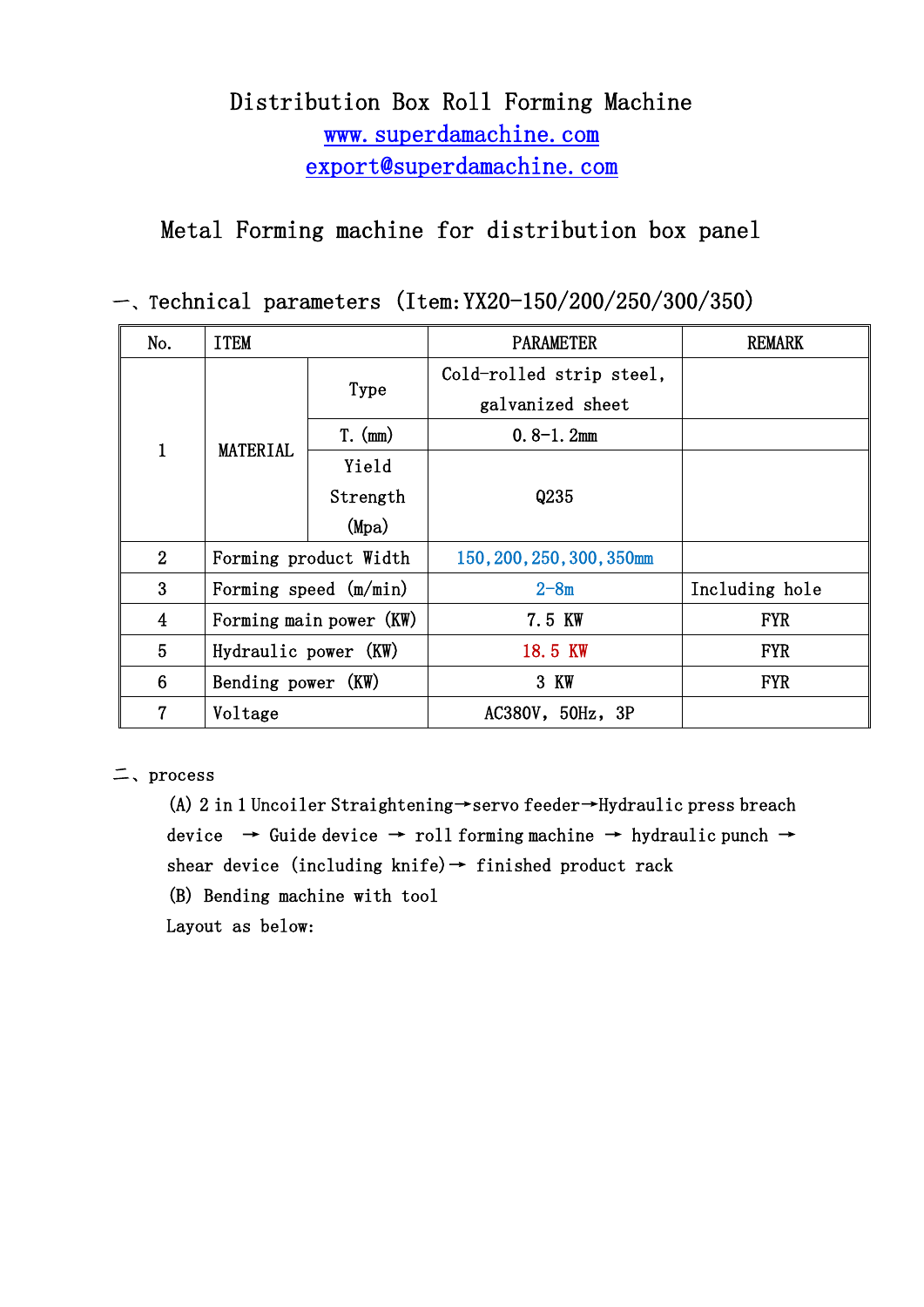# Distribution Box Roll Forming Machine

www.superdamachine.com

export@superdamachine.com

## Metal Forming machine for distribution box panel

### 一、Technical parameters (Item:YX20-150/200/250/300/350)

| No. | ITEM | | PARAMETER | REMARK |
|---|---|---|---|---|
| 1 | MATERIAL | Type | Cold-rolled strip steel, galvanized sheet | |
| | | T.(mm) | 0.8-1.2mm | |
| | | Yield Strength (Mpa) | Q235 | |
| 2 | Forming product Width | | 150,200,250,300,350mm | |
| 3 | Forming speed (m/min) | | 2-8m | Including hole |
| 4 | Forming main power (KW) | | 7.5 KW | FYR |
| 5 | Hydraulic power (KW) | | 18.5 KW | FYR |
| 6 | Bending power (KW) | | 3 KW | FYR |
| 7 | Voltage | | AC380V, 50Hz, 3P | |

### 二、process

(A) 2 in 1 Uncoiler Straightening→servo feeder→Hydraulic press breach device → Guide device → roll forming machine → hydraulic punch → shear device (including knife)→ finished product rack

(B) Bending machine with tool

Layout as below: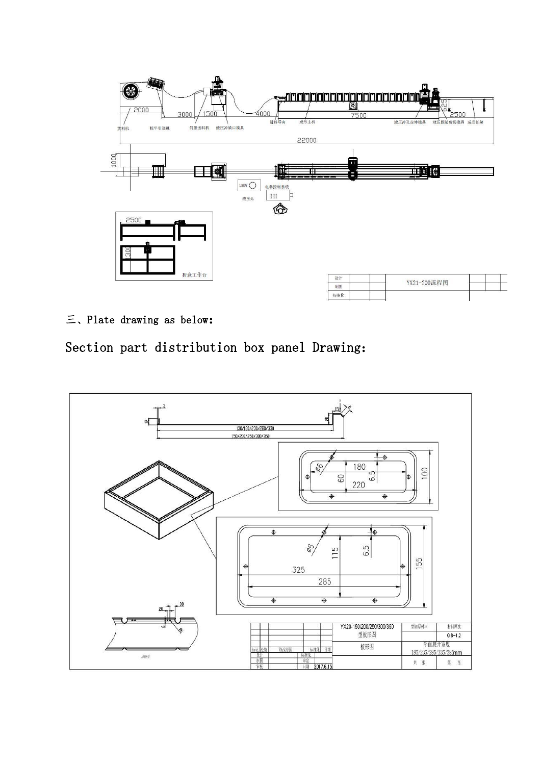三、Plate drawing as below:

## Section part distribution box panel Drawing: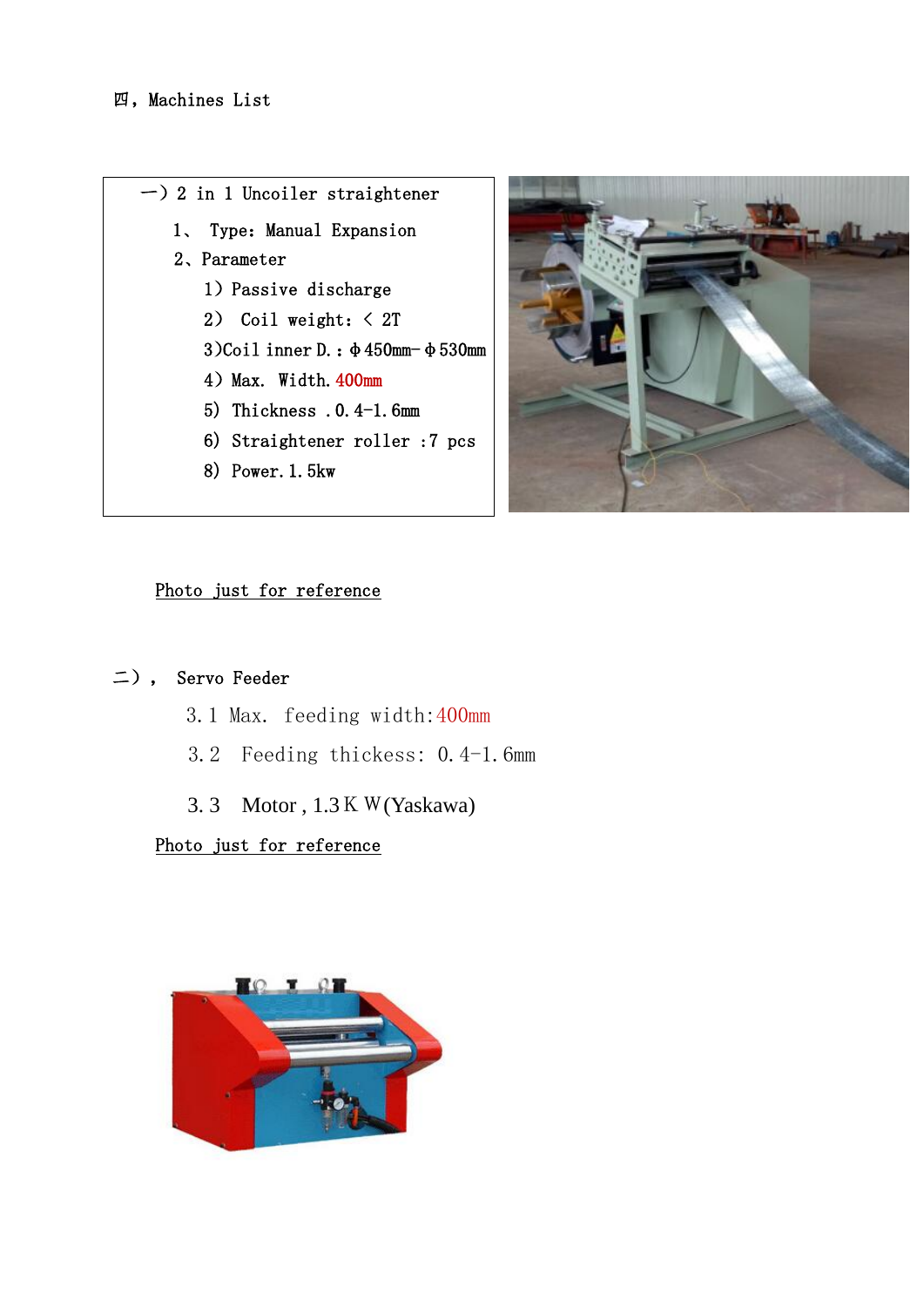## 四, Machines List

### 一）2 in 1 Uncoiler straightener

1、 Type: Manual Expansion

2、Parameter

1）Passive discharge

2） Coil weight: < 2T

3)Coil inner D.: Φ450mm-Φ530mm

4）Max. Width. 400mm

5) Thickness . 0.4-1.6mm

6) Straightener roller :7 pcs

8) Power. 1.5kw

Photo just for reference

### 二）, Servo Feeder

3.1 Max. feeding width:400mm

3.2 Feeding thickess: 0.4-1.6mm

3.3 Motor , 1.3ＫＷ(Yaskawa)

Photo just for reference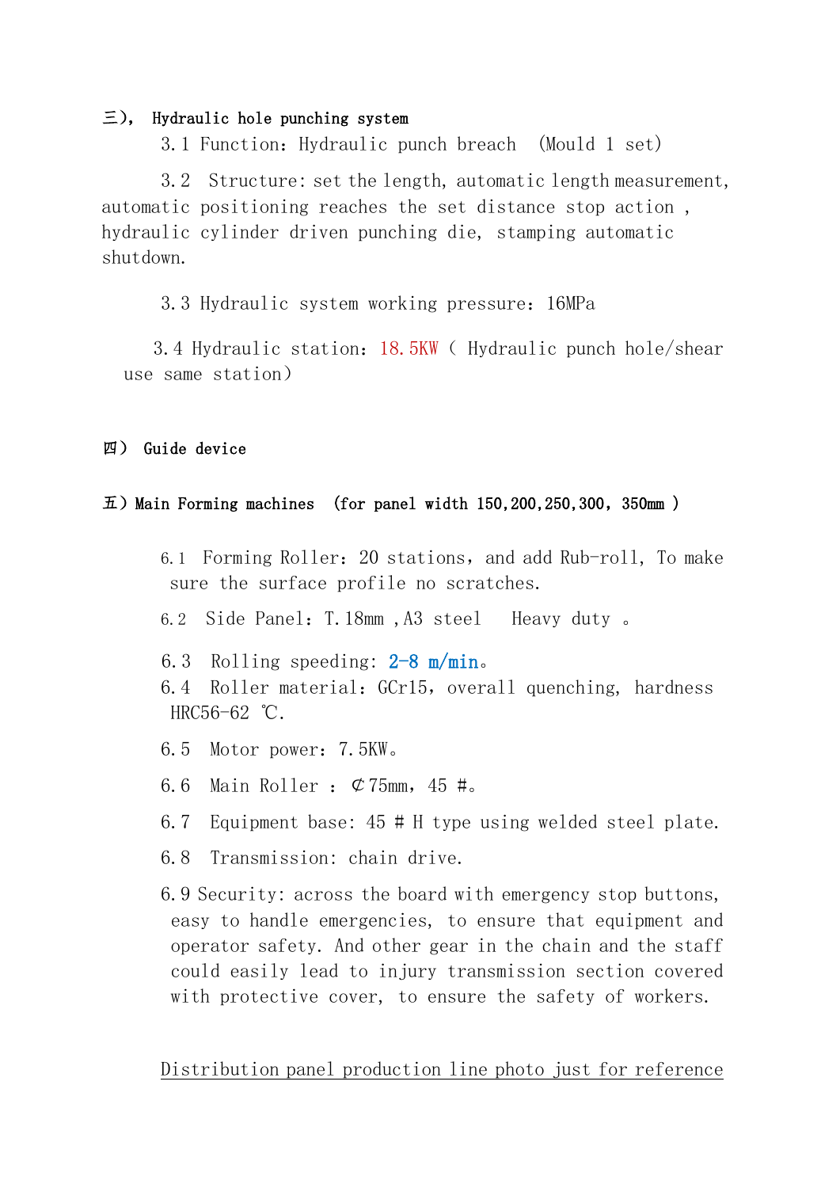## 三)， Hydraulic hole punching system

3.1 Function：Hydraulic punch breach （Mould 1 set）

3.2 Structure: set the length, automatic length measurement, automatic positioning reaches the set distance stop action , hydraulic cylinder driven punching die, stamping automatic shutdown.

3.3 Hydraulic system working pressure：16MPa

3.4 Hydraulic station：18.5KW ( Hydraulic punch hole/shear use same station)

## 四) Guide device

## 五）Main Forming machines （for panel width 150,200,250,300, 350mm )

6.1 Forming Roller：20 stations，and add Rub-roll, To make sure the surface profile no scratches.

6.2 Side Panel：T.18mm ,A3 steel Heavy duty 。

6.3 Rolling speeding: **2-8 m/min**。

6.4 Roller material：GCr15，overall quenching, hardness HRC56-62 ℃.

6.5 Motor power：7.5KW。

6.6 Main Roller ：￠75mm，45 #。

6.7 Equipment base: 45 # H type using welded steel plate.

6.8 Transmission: chain drive.

6.9 Security: across the board with emergency stop buttons, easy to handle emergencies, to ensure that equipment and operator safety. And other gear in the chain and the staff could easily lead to injury transmission section covered with protective cover, to ensure the safety of workers.

Distribution panel production line photo just for reference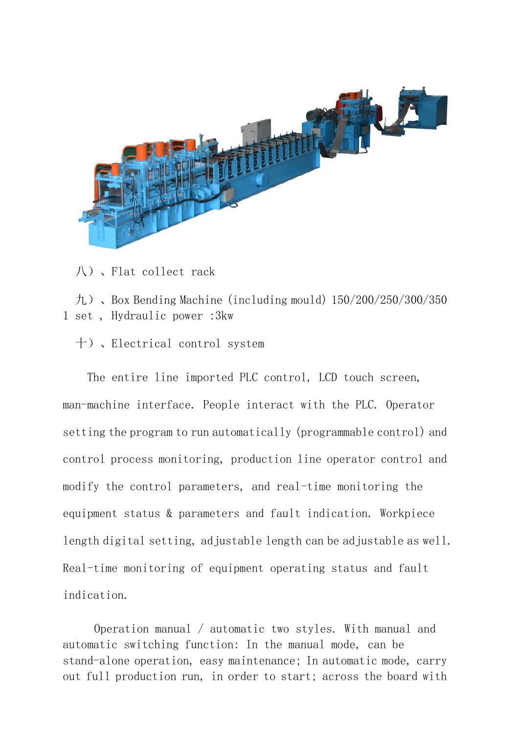八）、Flat collect rack

九）、Box Bending Machine (including mould) 150/200/250/300/350 1 set , Hydraulic power :3kw

十）、Electrical control system

The entire line imported PLC control, LCD touch screen, man-machine interface. People interact with the PLC. Operator setting the program to run automatically (programmable control) and control process monitoring, production line operator control and modify the control parameters, and real-time monitoring the equipment status & parameters and fault indication. Workpiece length digital setting, adjustable length can be adjustable as well. Real-time monitoring of equipment operating status and fault indication.

Operation manual / automatic two styles. With manual and automatic switching function: In the manual mode, can be stand-alone operation, easy maintenance; In automatic mode, carry out full production run, in order to start; across the board with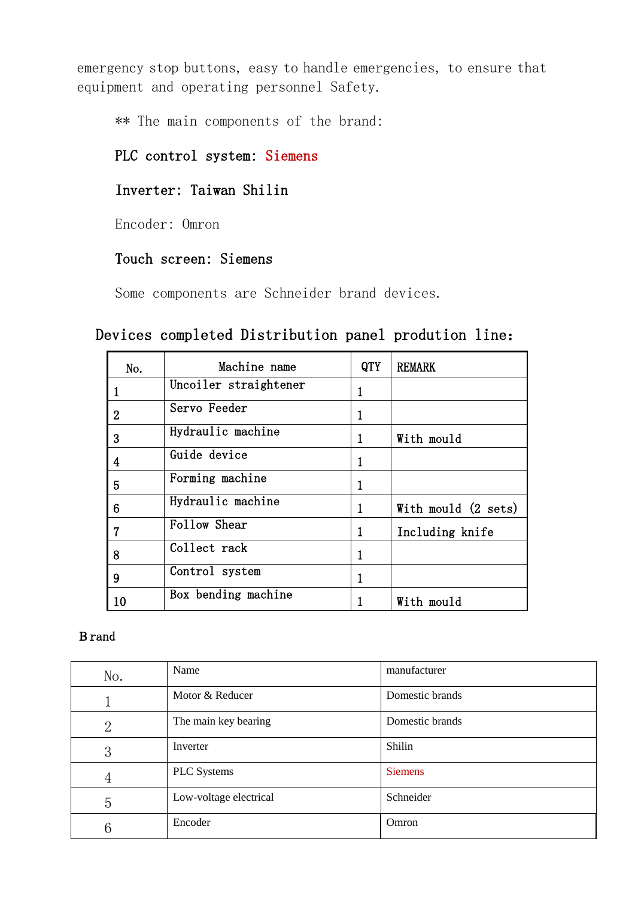emergency stop buttons, easy to handle emergencies, to ensure that equipment and operating personnel Safety.

** The main components of the brand:

**PLC control system: Siemens**

**Inverter: Taiwan Shilin**

Encoder: Omron

**Touch screen: Siemens**

Some components are Schneider brand devices.

## Devices completed Distribution panel prodution line:

| No. | Machine name | QTY | REMARK |
|---|---|---|---|
| 1 | Uncoiler straightener | 1 | |
| 2 | Servo Feeder | 1 | |
| 3 | Hydraulic machine | 1 | With mould |
| 4 | Guide device | 1 | |
| 5 | Forming machine | 1 | |
| 6 | Hydraulic machine | 1 | With mould (2 sets) |
| 7 | Follow Shear | 1 | Including knife |
| 8 | Collect rack | 1 | |
| 9 | Control system | 1 | |
| 10 | Box bending machine | 1 | With mould |

Brand

| No. | Name | manufacturer |
|---|---|---|
| 1 | Motor & Reducer | Domestic brands |
| 2 | The main key bearing | Domestic brands |
| 3 | Inverter | Shilin |
| 4 | PLC Systems | Siemens |
| 5 | Low-voltage electrical | Schneider |
| 6 | Encoder | Omron |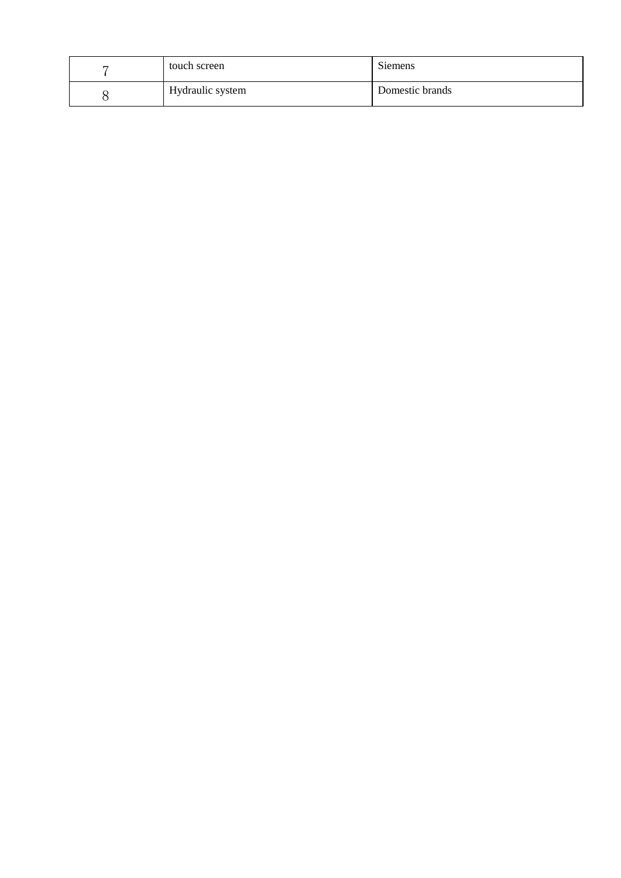| | | |
|---|---|---|
| 7 | touch screen | Siemens |
| 8 | Hydraulic system | Domestic brands |